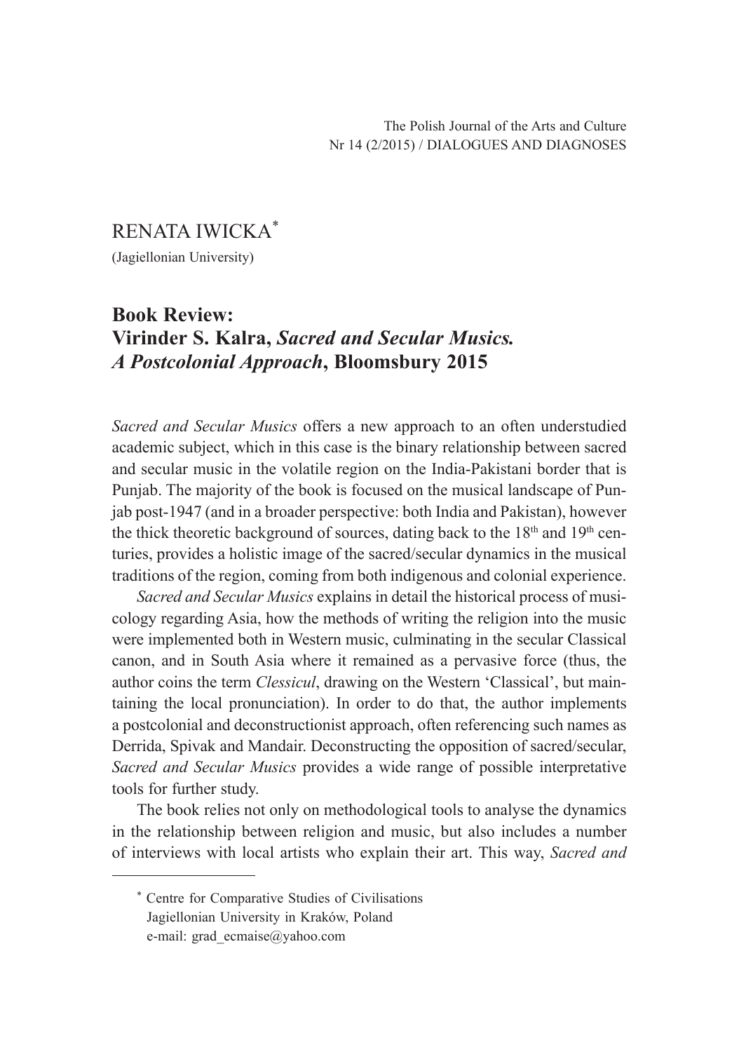# RENATA IWICKA[*]

(Jagiellonian University)

## Book Review: Virinder S. Kalra, *Sacred and Secular Musics. A Postcolonial Approach*, Bloomsbury 2015

*Sacred and Secular Musics* offers a new approach to an often understudied academic subject, which in this case is the binary relationship between sacred and secular music in the volatile region on the India-Pakistani border that is Punjab. The majority of the book is focused on the musical landscape of Punjab post-1947 (and in a broader perspective: both India and Pakistan), however the thick theoretic background of sources, dating back to the 18th and 19th centuries, provides a holistic image of the sacred/secular dynamics in the musical traditions of the region, coming from both indigenous and colonial experience.

*Sacred and Secular Musics* explains in detail the historical process of musicology regarding Asia, how the methods of writing the religion into the music were implemented both in Western music, culminating in the secular Classical canon, and in South Asia where it remained as a pervasive force (thus, the author coins the term *Clessicul*, drawing on the Western 'Classical', but maintaining the local pronunciation). In order to do that, the author implements a postcolonial and deconstructionist approach, often referencing such names as Derrida, Spivak and Mandair. Deconstructing the opposition of sacred/secular, *Sacred and Secular Musics* provides a wide range of possible interpretative tools for further study.

The book relies not only on methodological tools to analyse the dynamics in the relationship between religion and music, but also includes a number of interviews with local artists who explain their art. This way, *Sacred and*

---

[*] Centre for Comparative Studies of Civilisations
Jagiellonian University in Kraków, Poland
e-mail: grad_ecmaise@yahoo.com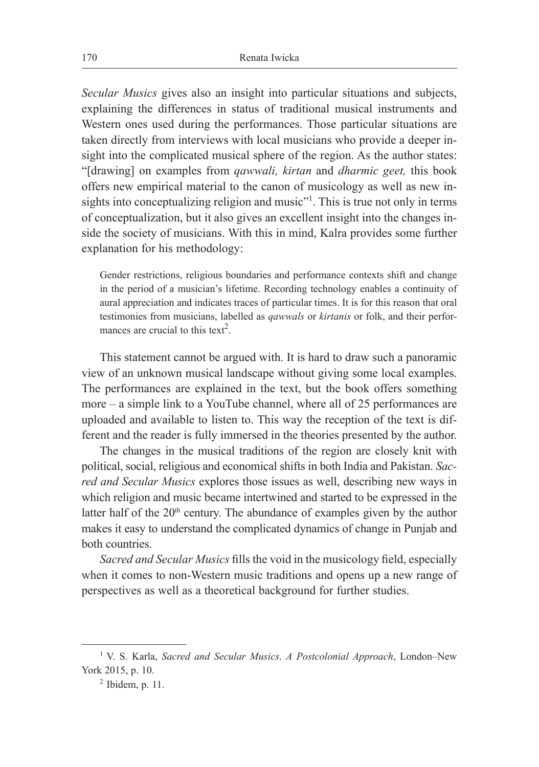*Secular Musics* gives also an insight into particular situations and subjects, explaining the differences in status of traditional musical instruments and Western ones used during the performances. Those particular situations are taken directly from interviews with local musicians who provide a deeper insight into the complicated musical sphere of the region. As the author states: "[drawing] on examples from *qawwali, kirtan* and *dharmic geet,* this book offers new empirical material to the canon of musicology as well as new insights into conceptualizing religion and music"[1]. This is true not only in terms of conceptualization, but it also gives an excellent insight into the changes inside the society of musicians. With this in mind, Kalra provides some further explanation for his methodology:

> Gender restrictions, religious boundaries and performance contexts shift and change in the period of a musician's lifetime. Recording technology enables a continuity of aural appreciation and indicates traces of particular times. It is for this reason that oral testimonies from musicians, labelled as *qawwals* or *kirtanis* or folk, and their performances are crucial to this text[2].

This statement cannot be argued with. It is hard to draw such a panoramic view of an unknown musical landscape without giving some local examples. The performances are explained in the text, but the book offers something more – a simple link to a YouTube channel, where all of 25 performances are uploaded and available to listen to. This way the reception of the text is different and the reader is fully immersed in the theories presented by the author.

The changes in the musical traditions of the region are closely knit with political, social, religious and economical shifts in both India and Pakistan. *Sacred and Secular Musics* explores those issues as well, describing new ways in which religion and music became intertwined and started to be expressed in the latter half of the 20th century. The abundance of examples given by the author makes it easy to understand the complicated dynamics of change in Punjab and both countries.

*Sacred and Secular Musics* fills the void in the musicology field, especially when it comes to non-Western music traditions and opens up a new range of perspectives as well as a theoretical background for further studies.

---

[1] V. S. Karla, *Sacred and Secular Musics*. *A Postcolonial Approach*, London–New York 2015, p. 10.

[2] Ibidem, p. 11.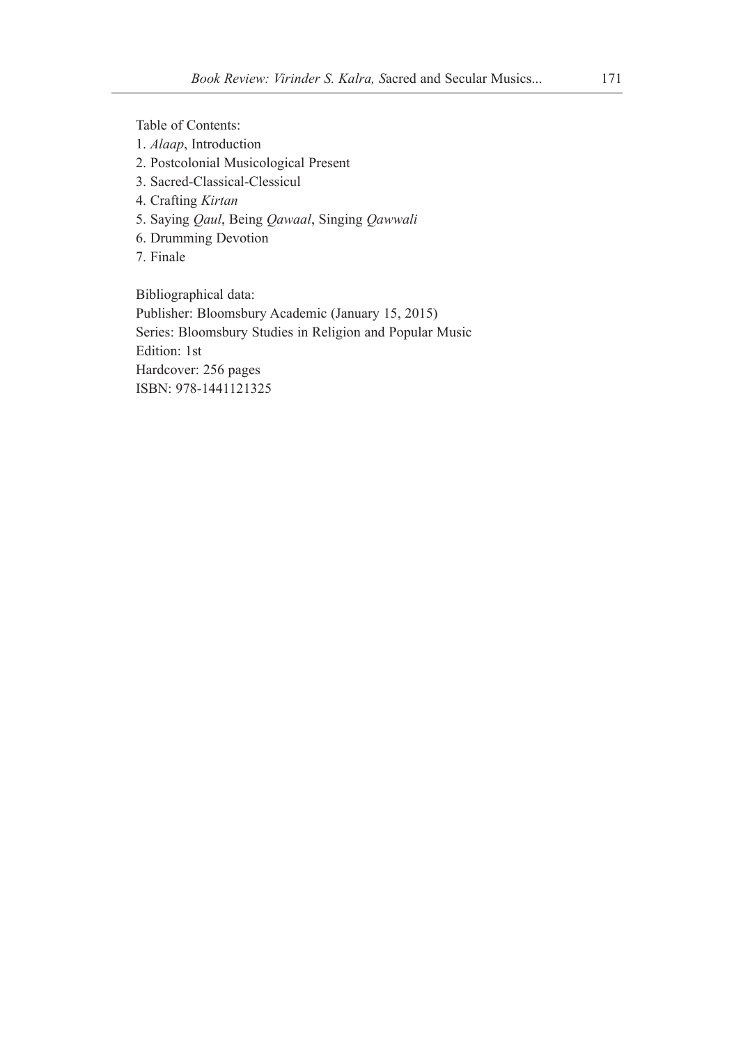Table of Contents:

1. *Alaap*, Introduction
2. Postcolonial Musicological Present
3. Sacred-Classical-Clessicul
4. Crafting *Kirtan*
5. Saying *Qaul*, Being *Qawaal*, Singing *Qawwali*
6. Drumming Devotion
7. Finale

Bibliographical data:
Publisher: Bloomsbury Academic (January 15, 2015)
Series: Bloomsbury Studies in Religion and Popular Music
Edition: 1st
Hardcover: 256 pages
ISBN: 978-1441121325